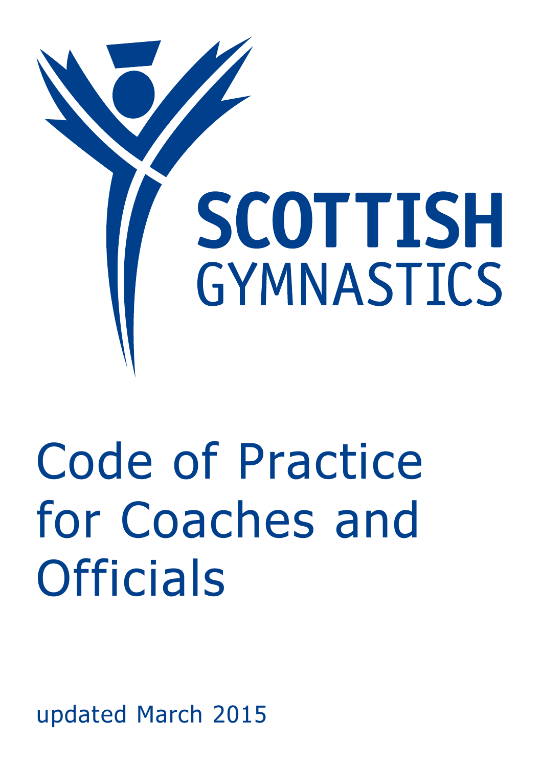SCOTTISH GYMNASTICS

# Code of Practice for Coaches and Officials

updated March 2015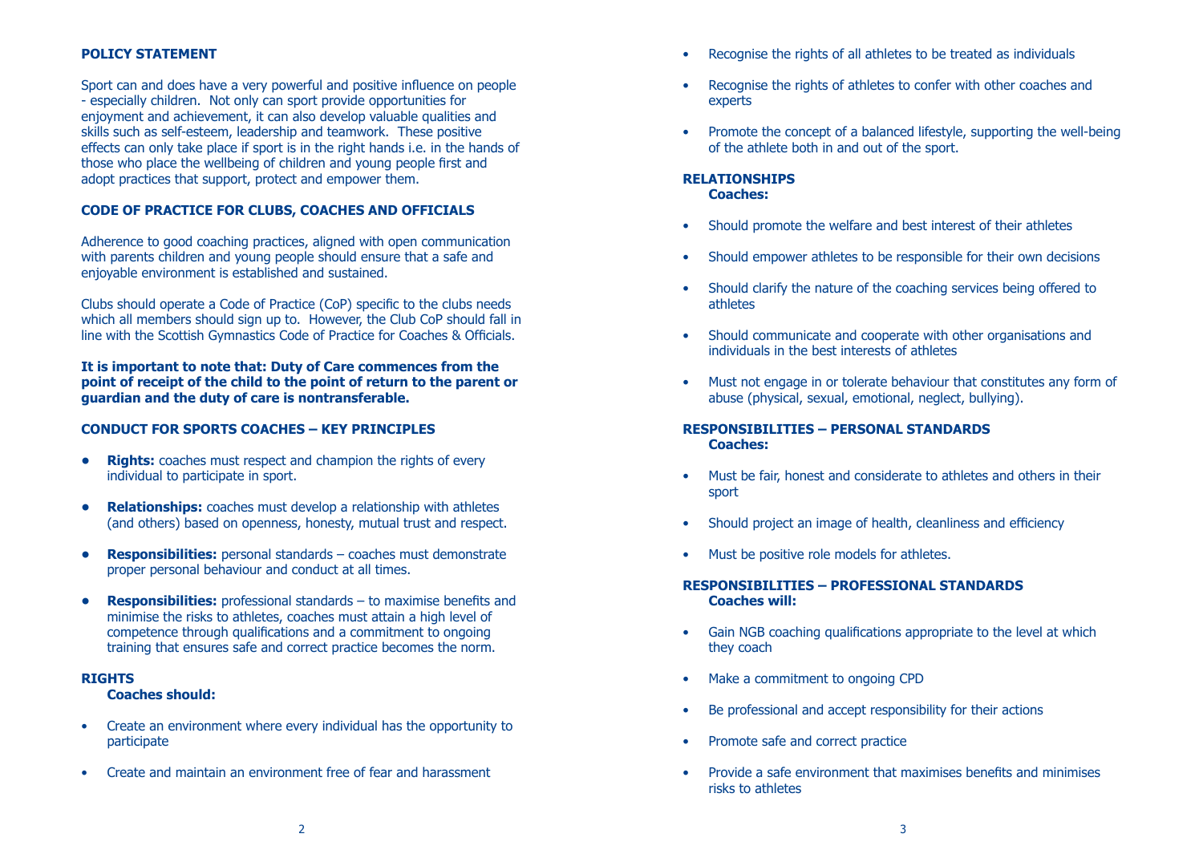## POLICY STATEMENT

Sport can and does have a very powerful and positive influence on people - especially children. Not only can sport provide opportunities for enjoyment and achievement, it can also develop valuable qualities and skills such as self-esteem, leadership and teamwork. These positive effects can only take place if sport is in the right hands i.e. in the hands of those who place the wellbeing of children and young people first and adopt practices that support, protect and empower them.

## CODE OF PRACTICE FOR CLUBS, COACHES AND OFFICIALS

Adherence to good coaching practices, aligned with open communication with parents children and young people should ensure that a safe and enjoyable environment is established and sustained.

Clubs should operate a Code of Practice (CoP) specific to the clubs needs which all members should sign up to. However, the Club CoP should fall in line with the Scottish Gymnastics Code of Practice for Coaches & Officials.

**It is important to note that: Duty of Care commences from the point of receipt of the child to the point of return to the parent or guardian and the duty of care is nontransferable.**

## CONDUCT FOR SPORTS COACHES – KEY PRINCIPLES

- **Rights:** coaches must respect and champion the rights of every individual to participate in sport.
- **Relationships:** coaches must develop a relationship with athletes (and others) based on openness, honesty, mutual trust and respect.
- **Responsibilities:** personal standards – coaches must demonstrate proper personal behaviour and conduct at all times.
- **Responsibilities:** professional standards – to maximise benefits and minimise the risks to athletes, coaches must attain a high level of competence through qualifications and a commitment to ongoing training that ensures safe and correct practice becomes the norm.

## RIGHTS

**Coaches should:**

- Create an environment where every individual has the opportunity to participate
- Create and maintain an environment free of fear and harassment
- Recognise the rights of all athletes to be treated as individuals
- Recognise the rights of athletes to confer with other coaches and experts
- Promote the concept of a balanced lifestyle, supporting the well-being of the athlete both in and out of the sport.

## RELATIONSHIPS

**Coaches:**

- Should promote the welfare and best interest of their athletes
- Should empower athletes to be responsible for their own decisions
- Should clarify the nature of the coaching services being offered to athletes
- Should communicate and cooperate with other organisations and individuals in the best interests of athletes
- Must not engage in or tolerate behaviour that constitutes any form of abuse (physical, sexual, emotional, neglect, bullying).

## RESPONSIBILITIES – PERSONAL STANDARDS

**Coaches:**

- Must be fair, honest and considerate to athletes and others in their sport
- Should project an image of health, cleanliness and efficiency
- Must be positive role models for athletes.

## RESPONSIBILITIES – PROFESSIONAL STANDARDS

**Coaches will:**

- Gain NGB coaching qualifications appropriate to the level at which they coach
- Make a commitment to ongoing CPD
- Be professional and accept responsibility for their actions
- Promote safe and correct practice
- Provide a safe environment that maximises benefits and minimises risks to athletes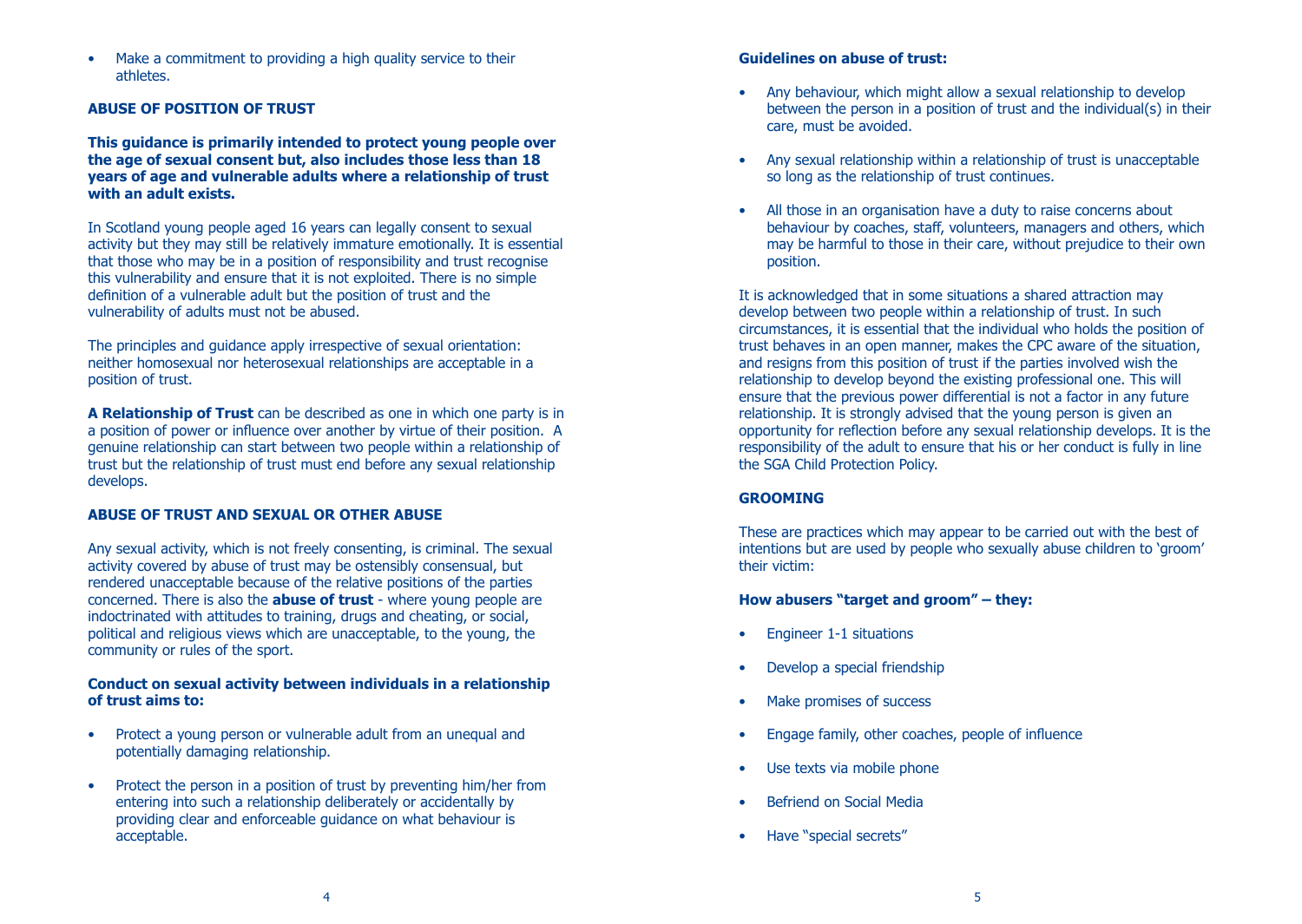- Make a commitment to providing a high quality service to their athletes.

## ABUSE OF POSITION OF TRUST

**This guidance is primarily intended to protect young people over the age of sexual consent but, also includes those less than 18 years of age and vulnerable adults where a relationship of trust with an adult exists.**

In Scotland young people aged 16 years can legally consent to sexual activity but they may still be relatively immature emotionally. It is essential that those who may be in a position of responsibility and trust recognise this vulnerability and ensure that it is not exploited. There is no simple definition of a vulnerable adult but the position of trust and the vulnerability of adults must not be abused.

The principles and guidance apply irrespective of sexual orientation: neither homosexual nor heterosexual relationships are acceptable in a position of trust.

**A Relationship of Trust** can be described as one in which one party is in a position of power or influence over another by virtue of their position. A genuine relationship can start between two people within a relationship of trust but the relationship of trust must end before any sexual relationship develops.

## ABUSE OF TRUST AND SEXUAL OR OTHER ABUSE

Any sexual activity, which is not freely consenting, is criminal. The sexual activity covered by abuse of trust may be ostensibly consensual, but rendered unacceptable because of the relative positions of the parties concerned. There is also the **abuse of trust** - where young people are indoctrinated with attitudes to training, drugs and cheating, or social, political and religious views which are unacceptable, to the young, the community or rules of the sport.

**Conduct on sexual activity between individuals in a relationship of trust aims to:**

- Protect a young person or vulnerable adult from an unequal and potentially damaging relationship.
- Protect the person in a position of trust by preventing him/her from entering into such a relationship deliberately or accidentally by providing clear and enforceable guidance on what behaviour is acceptable.

**Guidelines on abuse of trust:**

- Any behaviour, which might allow a sexual relationship to develop between the person in a position of trust and the individual(s) in their care, must be avoided.
- Any sexual relationship within a relationship of trust is unacceptable so long as the relationship of trust continues.
- All those in an organisation have a duty to raise concerns about behaviour by coaches, staff, volunteers, managers and others, which may be harmful to those in their care, without prejudice to their own position.

It is acknowledged that in some situations a shared attraction may develop between two people within a relationship of trust. In such circumstances, it is essential that the individual who holds the position of trust behaves in an open manner, makes the CPC aware of the situation, and resigns from this position of trust if the parties involved wish the relationship to develop beyond the existing professional one. This will ensure that the previous power differential is not a factor in any future relationship. It is strongly advised that the young person is given an opportunity for reflection before any sexual relationship develops. It is the responsibility of the adult to ensure that his or her conduct is fully in line the SGA Child Protection Policy.

## GROOMING

These are practices which may appear to be carried out with the best of intentions but are used by people who sexually abuse children to 'groom' their victim:

**How abusers "target and groom" – they:**

- Engineer 1-1 situations
- Develop a special friendship
- Make promises of success
- Engage family, other coaches, people of influence
- Use texts via mobile phone
- Befriend on Social Media
- Have "special secrets"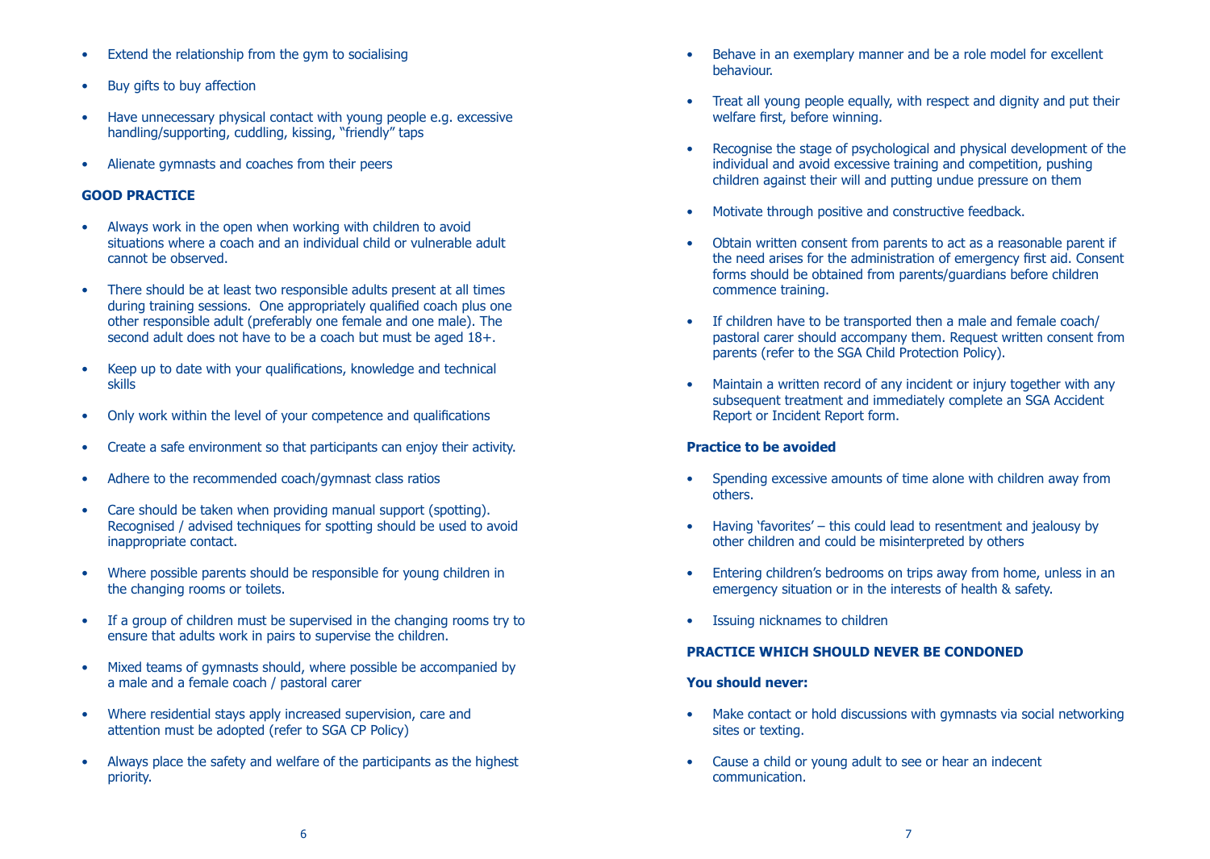- Extend the relationship from the gym to socialising
- Buy gifts to buy affection
- Have unnecessary physical contact with young people e.g. excessive handling/supporting, cuddling, kissing, "friendly" taps
- Alienate gymnasts and coaches from their peers

**GOOD PRACTICE**

- Always work in the open when working with children to avoid situations where a coach and an individual child or vulnerable adult cannot be observed.
- There should be at least two responsible adults present at all times during training sessions. One appropriately qualified coach plus one other responsible adult (preferably one female and one male). The second adult does not have to be a coach but must be aged 18+.
- Keep up to date with your qualifications, knowledge and technical skills
- Only work within the level of your competence and qualifications
- Create a safe environment so that participants can enjoy their activity.
- Adhere to the recommended coach/gymnast class ratios
- Care should be taken when providing manual support (spotting). Recognised / advised techniques for spotting should be used to avoid inappropriate contact.
- Where possible parents should be responsible for young children in the changing rooms or toilets.
- If a group of children must be supervised in the changing rooms try to ensure that adults work in pairs to supervise the children.
- Mixed teams of gymnasts should, where possible be accompanied by a male and a female coach / pastoral carer
- Where residential stays apply increased supervision, care and attention must be adopted (refer to SGA CP Policy)
- Always place the safety and welfare of the participants as the highest priority.
- Behave in an exemplary manner and be a role model for excellent behaviour.
- Treat all young people equally, with respect and dignity and put their welfare first, before winning.
- Recognise the stage of psychological and physical development of the individual and avoid excessive training and competition, pushing children against their will and putting undue pressure on them
- Motivate through positive and constructive feedback.
- Obtain written consent from parents to act as a reasonable parent if the need arises for the administration of emergency first aid. Consent forms should be obtained from parents/guardians before children commence training.
- If children have to be transported then a male and female coach/ pastoral carer should accompany them. Request written consent from parents (refer to the SGA Child Protection Policy).
- Maintain a written record of any incident or injury together with any subsequent treatment and immediately complete an SGA Accident Report or Incident Report form.

**Practice to be avoided**

- Spending excessive amounts of time alone with children away from others.
- Having 'favorites' – this could lead to resentment and jealousy by other children and could be misinterpreted by others
- Entering children's bedrooms on trips away from home, unless in an emergency situation or in the interests of health & safety.
- Issuing nicknames to children

**PRACTICE WHICH SHOULD NEVER BE CONDONED**

**You should never:**

- Make contact or hold discussions with gymnasts via social networking sites or texting.
- Cause a child or young adult to see or hear an indecent communication.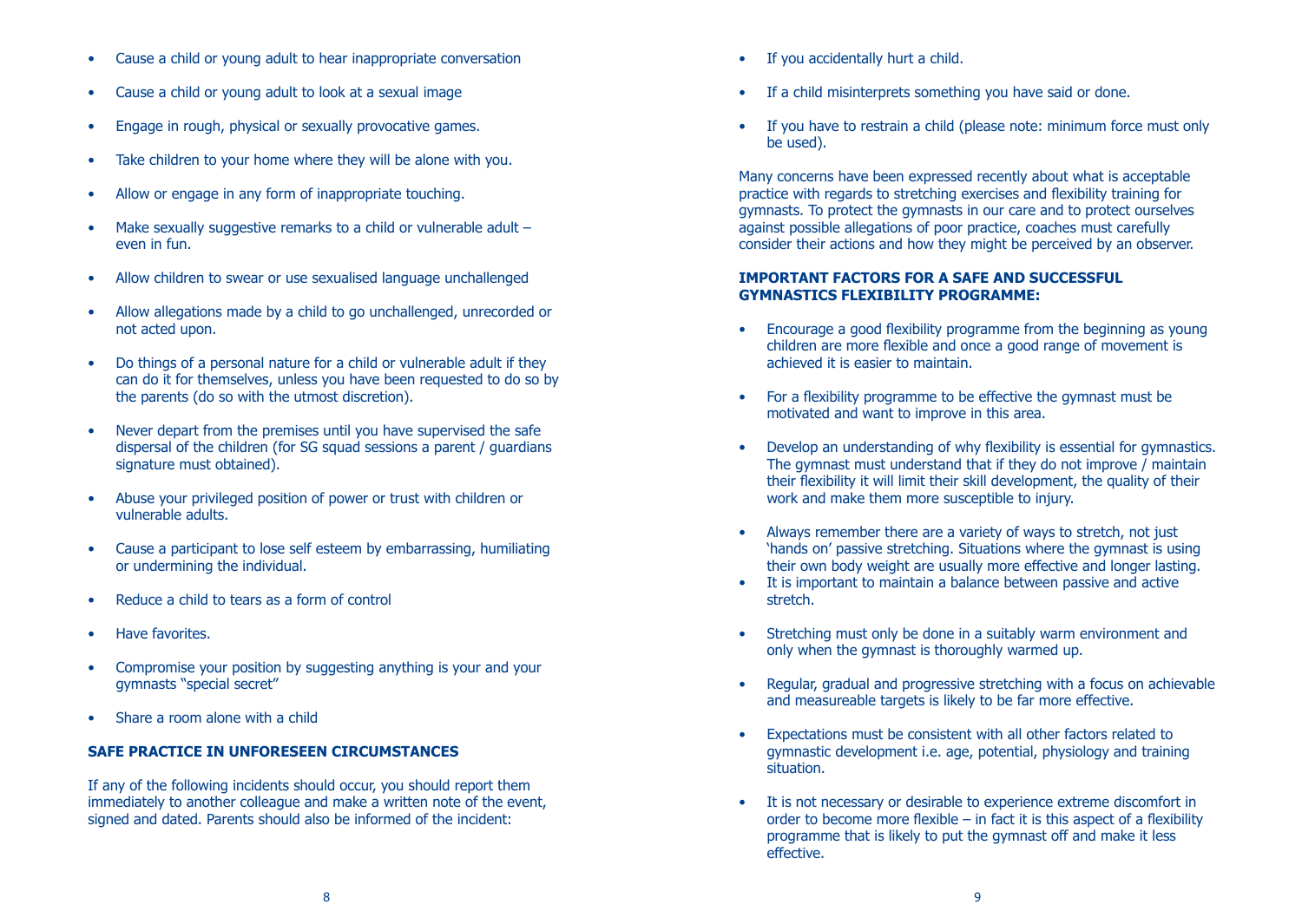- Cause a child or young adult to hear inappropriate conversation
- Cause a child or young adult to look at a sexual image
- Engage in rough, physical or sexually provocative games.
- Take children to your home where they will be alone with you.
- Allow or engage in any form of inappropriate touching.
- Make sexually suggestive remarks to a child or vulnerable adult – even in fun.
- Allow children to swear or use sexualised language unchallenged
- Allow allegations made by a child to go unchallenged, unrecorded or not acted upon.
- Do things of a personal nature for a child or vulnerable adult if they can do it for themselves, unless you have been requested to do so by the parents (do so with the utmost discretion).
- Never depart from the premises until you have supervised the safe dispersal of the children (for SG squad sessions a parent / guardians signature must obtained).
- Abuse your privileged position of power or trust with children or vulnerable adults.
- Cause a participant to lose self esteem by embarrassing, humiliating or undermining the individual.
- Reduce a child to tears as a form of control
- Have favorites.
- Compromise your position by suggesting anything is your and your gymnasts "special secret"
- Share a room alone with a child

**SAFE PRACTICE IN UNFORESEEN CIRCUMSTANCES**

If any of the following incidents should occur, you should report them immediately to another colleague and make a written note of the event, signed and dated. Parents should also be informed of the incident:

- If you accidentally hurt a child.
- If a child misinterprets something you have said or done.
- If you have to restrain a child (please note: minimum force must only be used).

Many concerns have been expressed recently about what is acceptable practice with regards to stretching exercises and flexibility training for gymnasts. To protect the gymnasts in our care and to protect ourselves against possible allegations of poor practice, coaches must carefully consider their actions and how they might be perceived by an observer.

**IMPORTANT FACTORS FOR A SAFE AND SUCCESSFUL GYMNASTICS FLEXIBILITY PROGRAMME:**

- Encourage a good flexibility programme from the beginning as young children are more flexible and once a good range of movement is achieved it is easier to maintain.
- For a flexibility programme to be effective the gymnast must be motivated and want to improve in this area.
- Develop an understanding of why flexibility is essential for gymnastics. The gymnast must understand that if they do not improve / maintain their flexibility it will limit their skill development, the quality of their work and make them more susceptible to injury.
- Always remember there are a variety of ways to stretch, not just 'hands on' passive stretching. Situations where the gymnast is using their own body weight are usually more effective and longer lasting.
- It is important to maintain a balance between passive and active stretch.
- Stretching must only be done in a suitably warm environment and only when the gymnast is thoroughly warmed up.
- Regular, gradual and progressive stretching with a focus on achievable and measureable targets is likely to be far more effective.
- Expectations must be consistent with all other factors related to gymnastic development i.e. age, potential, physiology and training situation.
- It is not necessary or desirable to experience extreme discomfort in order to become more flexible – in fact it is this aspect of a flexibility programme that is likely to put the gymnast off and make it less effective.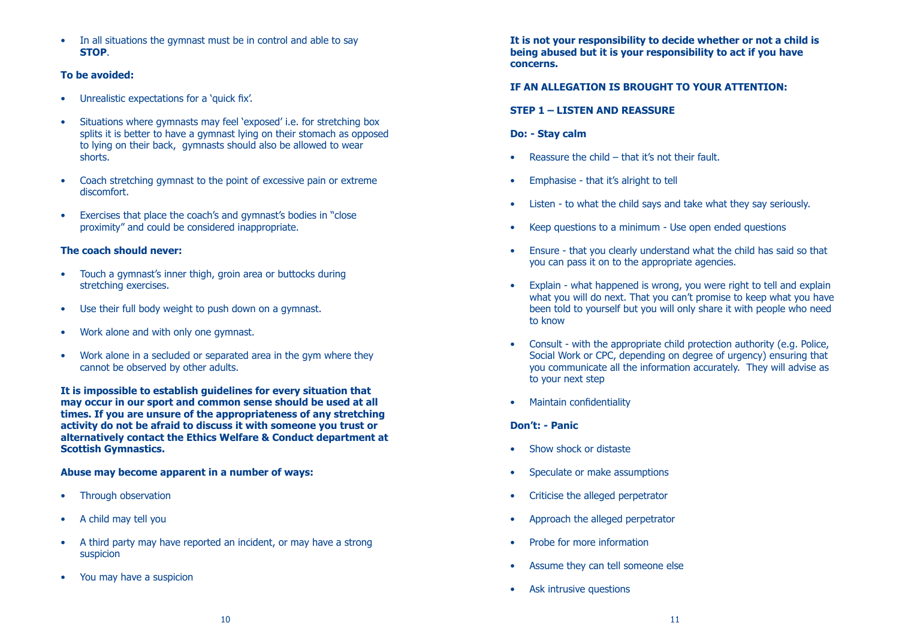- In all situations the gymnast must be in control and able to say **STOP**.

**To be avoided:**

- Unrealistic expectations for a 'quick fix'.
- Situations where gymnasts may feel 'exposed' i.e. for stretching box splits it is better to have a gymnast lying on their stomach as opposed to lying on their back, gymnasts should also be allowed to wear shorts.
- Coach stretching gymnast to the point of excessive pain or extreme discomfort.
- Exercises that place the coach's and gymnast's bodies in "close proximity" and could be considered inappropriate.

**The coach should never:**

- Touch a gymnast's inner thigh, groin area or buttocks during stretching exercises.
- Use their full body weight to push down on a gymnast.
- Work alone and with only one gymnast.
- Work alone in a secluded or separated area in the gym where they cannot be observed by other adults.

**It is impossible to establish guidelines for every situation that may occur in our sport and common sense should be used at all times. If you are unsure of the appropriateness of any stretching activity do not be afraid to discuss it with someone you trust or alternatively contact the Ethics Welfare & Conduct department at Scottish Gymnastics.**

**Abuse may become apparent in a number of ways:**

- Through observation
- A child may tell you
- A third party may have reported an incident, or may have a strong suspicion
- You may have a suspicion

**It is not your responsibility to decide whether or not a child is being abused but it is your responsibility to act if you have concerns.**

**IF AN ALLEGATION IS BROUGHT TO YOUR ATTENTION:**

**STEP 1 – LISTEN AND REASSURE**

**Do: - Stay calm**

- Reassure the child – that it's not their fault.
- Emphasise - that it's alright to tell
- Listen - to what the child says and take what they say seriously.
- Keep questions to a minimum - Use open ended questions
- Ensure - that you clearly understand what the child has said so that you can pass it on to the appropriate agencies.
- Explain - what happened is wrong, you were right to tell and explain what you will do next. That you can't promise to keep what you have been told to yourself but you will only share it with people who need to know
- Consult - with the appropriate child protection authority (e.g. Police, Social Work or CPC, depending on degree of urgency) ensuring that you communicate all the information accurately. They will advise as to your next step
- Maintain confidentiality

**Don't: - Panic**

- Show shock or distaste
- Speculate or make assumptions
- Criticise the alleged perpetrator
- Approach the alleged perpetrator
- Probe for more information
- Assume they can tell someone else
- Ask intrusive questions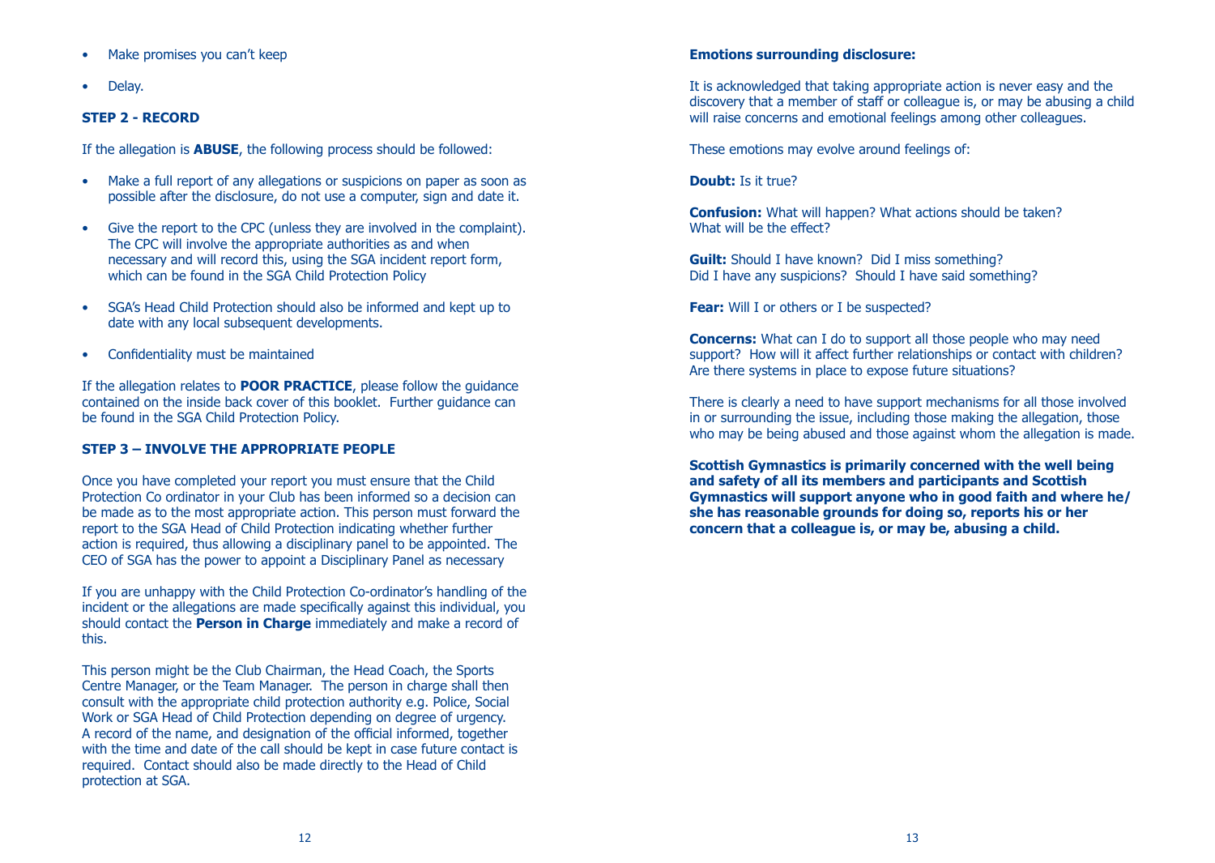- Make promises you can't keep
- Delay.

### STEP 2 - RECORD

If the allegation is **ABUSE**, the following process should be followed:

- Make a full report of any allegations or suspicions on paper as soon as possible after the disclosure, do not use a computer, sign and date it.
- Give the report to the CPC (unless they are involved in the complaint). The CPC will involve the appropriate authorities as and when necessary and will record this, using the SGA incident report form, which can be found in the SGA Child Protection Policy
- SGA's Head Child Protection should also be informed and kept up to date with any local subsequent developments.
- Confidentiality must be maintained

If the allegation relates to **POOR PRACTICE**, please follow the guidance contained on the inside back cover of this booklet. Further guidance can be found in the SGA Child Protection Policy.

### STEP 3 – INVOLVE THE APPROPRIATE PEOPLE

Once you have completed your report you must ensure that the Child Protection Co ordinator in your Club has been informed so a decision can be made as to the most appropriate action. This person must forward the report to the SGA Head of Child Protection indicating whether further action is required, thus allowing a disciplinary panel to be appointed. The CEO of SGA has the power to appoint a Disciplinary Panel as necessary

If you are unhappy with the Child Protection Co-ordinator's handling of the incident or the allegations are made specifically against this individual, you should contact the **Person in Charge** immediately and make a record of this.

This person might be the Club Chairman, the Head Coach, the Sports Centre Manager, or the Team Manager. The person in charge shall then consult with the appropriate child protection authority e.g. Police, Social Work or SGA Head of Child Protection depending on degree of urgency. A record of the name, and designation of the official informed, together with the time and date of the call should be kept in case future contact is required. Contact should also be made directly to the Head of Child protection at SGA.

### Emotions surrounding disclosure:

It is acknowledged that taking appropriate action is never easy and the discovery that a member of staff or colleague is, or may be abusing a child will raise concerns and emotional feelings among other colleagues.

These emotions may evolve around feelings of:

**Doubt:** Is it true?

**Confusion:** What will happen? What actions should be taken? What will be the effect?

**Guilt:** Should I have known? Did I miss something? Did I have any suspicions? Should I have said something?

**Fear:** Will I or others or I be suspected?

**Concerns:** What can I do to support all those people who may need support? How will it affect further relationships or contact with children? Are there systems in place to expose future situations?

There is clearly a need to have support mechanisms for all those involved in or surrounding the issue, including those making the allegation, those who may be being abused and those against whom the allegation is made.

**Scottish Gymnastics is primarily concerned with the well being and safety of all its members and participants and Scottish Gymnastics will support anyone who in good faith and where he/ she has reasonable grounds for doing so, reports his or her concern that a colleague is, or may be, abusing a child.**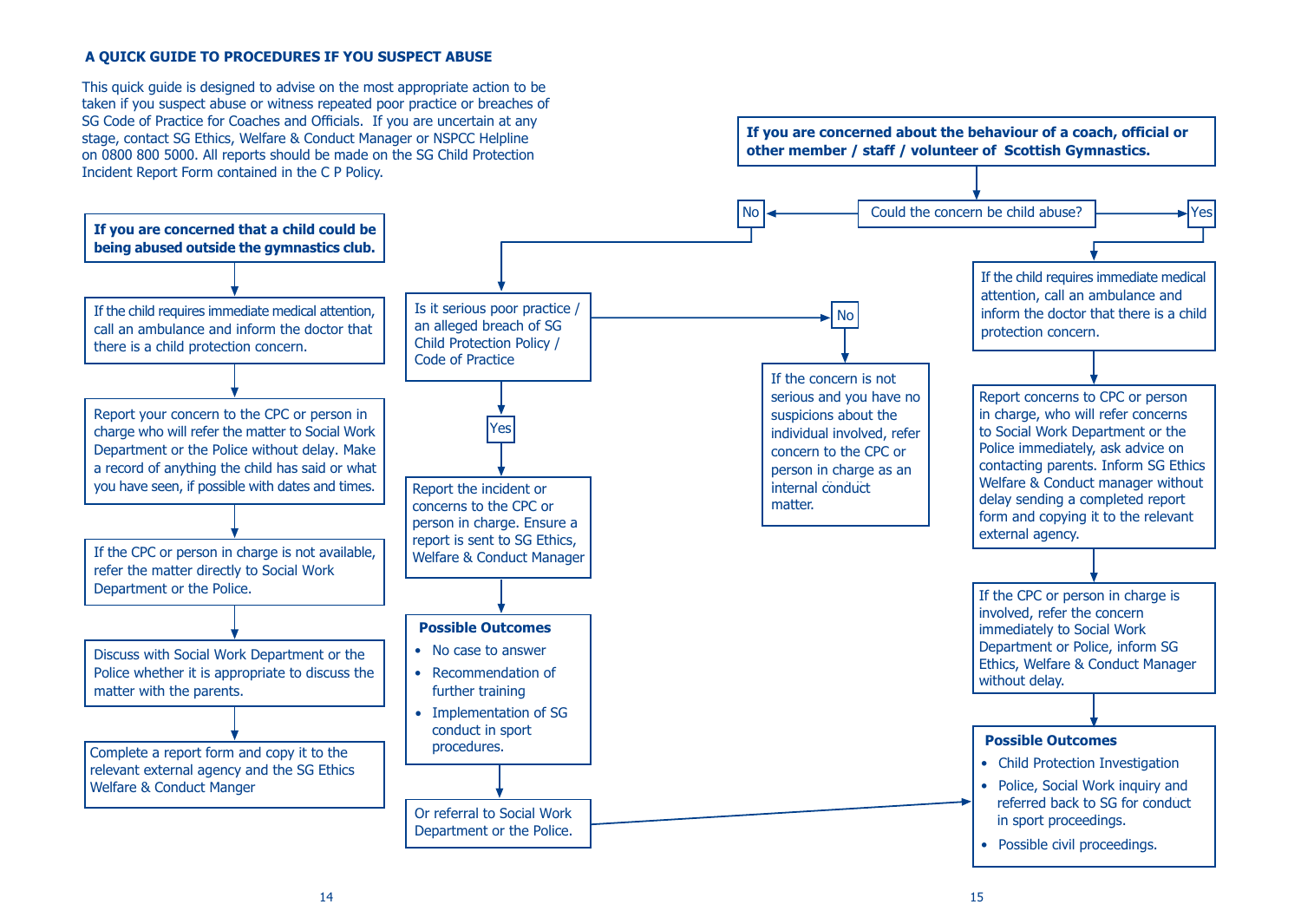**A QUICK GUIDE TO PROCEDURES IF YOU SUSPECT ABUSE**

This quick guide is designed to advise on the most appropriate action to be taken if you suspect abuse or witness repeated poor practice or breaches of SG Code of Practice for Coaches and Officials. If you are uncertain at any stage, contact SG Ethics, Welfare & Conduct Manager or NSPCC Helpline on 0800 800 5000. All reports should be made on the SG Child Protection Incident Report Form contained in the C P Policy.

**If you are concerned that a child could be being abused outside the gymnastics club.**

↓

If the child requires immediate medical attention, call an ambulance and inform the doctor that there is a child protection concern.

↓

Report your concern to the CPC or person in charge who will refer the matter to Social Work Department or the Police without delay. Make a record of anything the child has said or what you have seen, if possible with dates and times.

↓

If the CPC or person in charge is not available, refer the matter directly to Social Work Department or the Police.

↓

Discuss with Social Work Department or the Police whether it is appropriate to discuss the matter with the parents.

↓

Complete a report form and copy it to the relevant external agency and the SG Ethics Welfare & Conduct Manger

---

**If you are concerned about the behaviour of a coach, official or other member / staff / volunteer of Scottish Gymnastics.**

↓

Could the concern be child abuse?

**No** →

Is it serious poor practice / an alleged breach of SG Child Protection Policy / Code of Practice

- **No** → If the concern is not serious and you have no suspicions about the individual involved, refer concern to the CPC or person in charge as an internal conduct matter.
- **Yes** → Report the incident or concerns to the CPC or person in charge. Ensure a report is sent to SG Ethics, Welfare & Conduct Manager

↓

**Possible Outcomes**

- No case to answer
- Recommendation of further training
- Implementation of SG conduct in sport procedures.

↓

Or referral to Social Work Department or the Police. → (leads to Possible Outcomes below)

**Yes** →

If the child requires immediate medical attention, call an ambulance and inform the doctor that there is a child protection concern.

↓

Report concerns to CPC or person in charge, who will refer concerns to Social Work Department or the Police immediately, ask advice on contacting parents. Inform SG Ethics Welfare & Conduct manager without delay sending a completed report form and copying it to the relevant external agency.

↓

If the CPC or person in charge is involved, refer the concern immediately to Social Work Department or Police, inform SG Ethics, Welfare & Conduct Manager without delay.

↓

**Possible Outcomes**

- Child Protection Investigation
- Police, Social Work inquiry and referred back to SG for conduct in sport proceedings.
- Possible civil proceedings.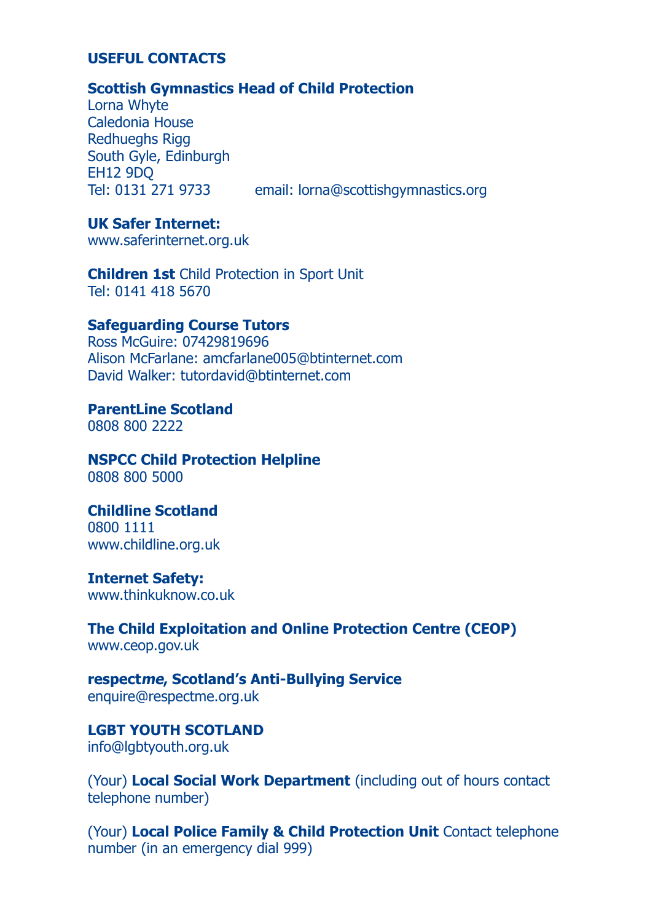## USEFUL CONTACTS

**Scottish Gymnastics Head of Child Protection**
Lorna Whyte
Caledonia House
Redhueghs Rigg
South Gyle, Edinburgh
EH12 9DQ
Tel: 0131 271 9733 email: lorna@scottishgymnastics.org

**UK Safer Internet:**
www.saferinternet.org.uk

**Children 1st** Child Protection in Sport Unit
Tel: 0141 418 5670

**Safeguarding Course Tutors**
Ross McGuire: 07429819696
Alison McFarlane: amcfarlane005@btinternet.com
David Walker: tutordavid@btinternet.com

**ParentLine Scotland**
0808 800 2222

**NSPCC Child Protection Helpline**
0808 800 5000

**Childline Scotland**
0800 1111
www.childline.org.uk

**Internet Safety:**
www.thinkuknow.co.uk

**The Child Exploitation and Online Protection Centre (CEOP)**
www.ceop.gov.uk

**respect*me*, Scotland's Anti-Bullying Service**
enquire@respectme.org.uk

**LGBT YOUTH SCOTLAND**
info@lgbtyouth.org.uk

(Your) **Local Social Work Department** (including out of hours contact telephone number)

(Your) **Local Police Family & Child Protection Unit** Contact telephone number (in an emergency dial 999)